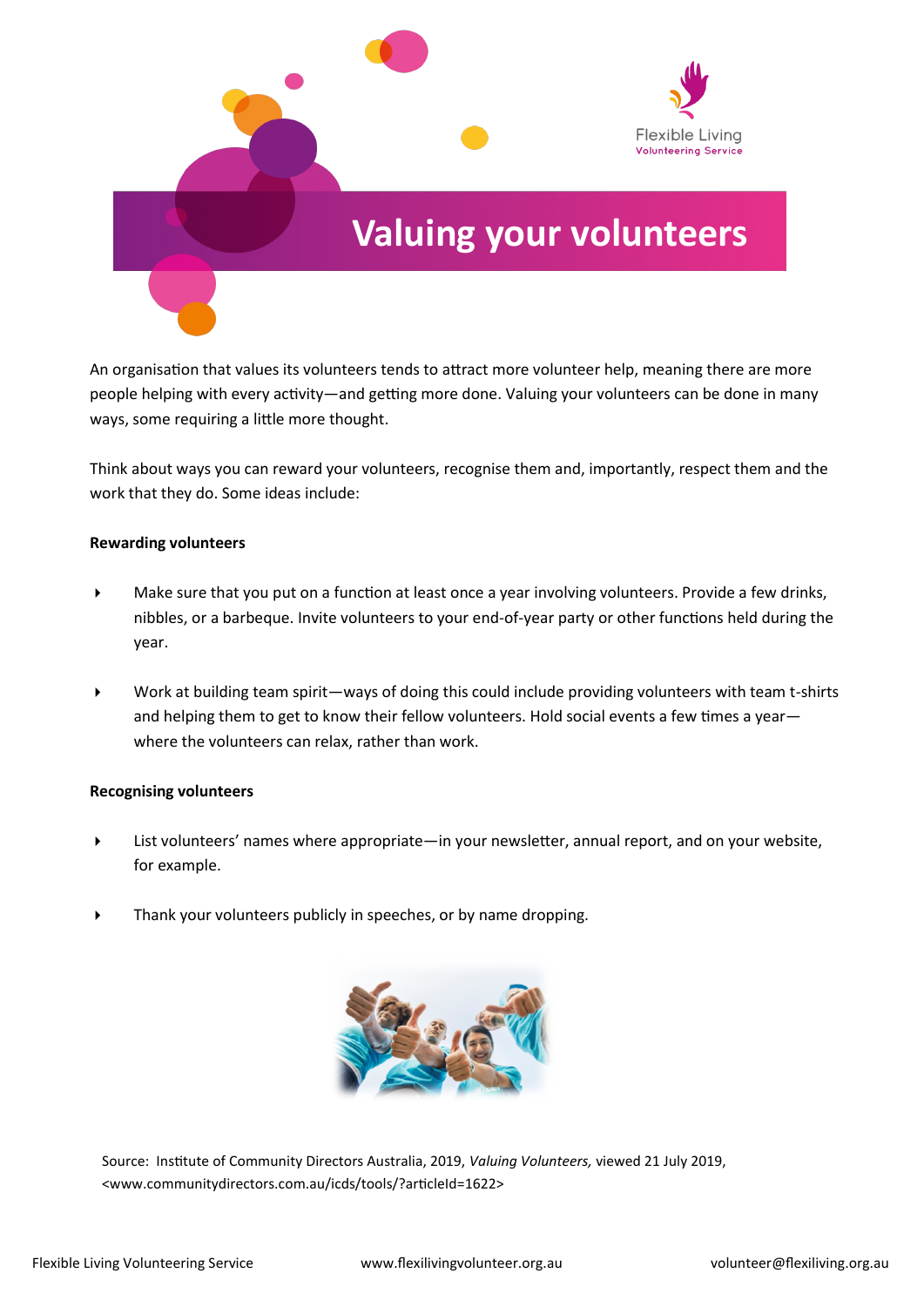# Valuing your volunteers

An organisation that values its volunteers tends to attract more volunteer help, meaning there are more people helping with every activity—and getting more done. Valuing your volunteers can be done in many ways, some requiring a little more thought.

Think about ways you can reward your volunteers, recognise them and, importantly, respect them and the work that they do. Some ideas include:

**Rewarding volunteers**

- Make sure that you put on a function at least once a year involving volunteers. Provide a few drinks, nibbles, or a barbeque. Invite volunteers to your end-of-year party or other functions held during the year.

- Work at building team spirit—ways of doing this could include providing volunteers with team t-shirts and helping them to get to know their fellow volunteers. Hold social events a few times a year—where the volunteers can relax, rather than work.

**Recognising volunteers**

- List volunteers' names where appropriate—in your newsletter, annual report, and on your website, for example.

- Thank your volunteers publicly in speeches, or by name dropping.

Source: Institute of Community Directors Australia, 2019, *Valuing Volunteers,* viewed 21 July 2019, <www.communitydirectors.com.au/icds/tools/?articleId=1622>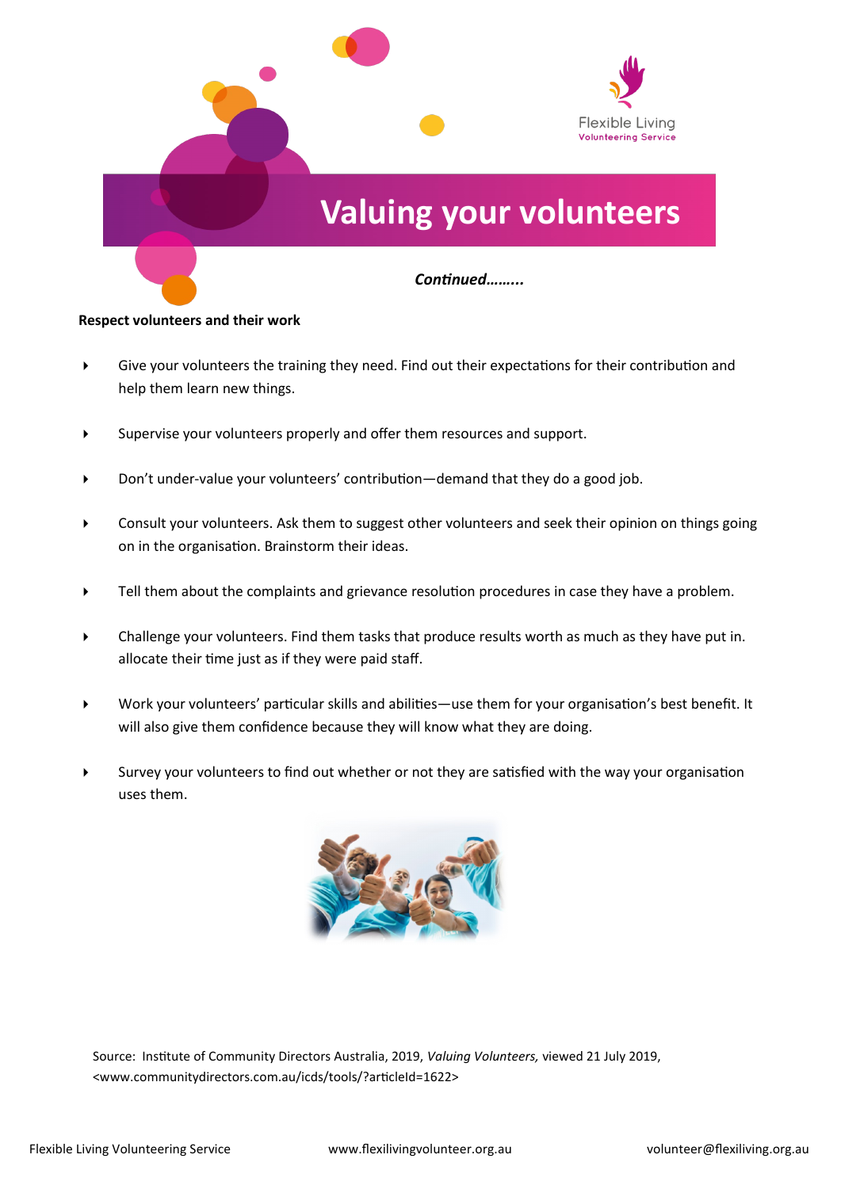Flexible Living
Volunteering Service

# Valuing your volunteers

***Continued……..***

**Respect volunteers and their work**

- Give your volunteers the training they need. Find out their expectations for their contribution and help them learn new things.
- Supervise your volunteers properly and offer them resources and support.
- Don't under-value your volunteers' contribution—demand that they do a good job.
- Consult your volunteers. Ask them to suggest other volunteers and seek their opinion on things going on in the organisation. Brainstorm their ideas.
- Tell them about the complaints and grievance resolution procedures in case they have a problem.
- Challenge your volunteers. Find them tasks that produce results worth as much as they have put in. allocate their time just as if they were paid staff.
- Work your volunteers' particular skills and abilities—use them for your organisation's best benefit. It will also give them confidence because they will know what they are doing.
- Survey your volunteers to find out whether or not they are satisfied with the way your organisation uses them.

Source: Institute of Community Directors Australia, 2019, *Valuing Volunteers,* viewed 21 July 2019, <www.communitydirectors.com.au/icds/tools/?articleId=1622>

Flexible Living Volunteering Service www.flexilivingvolunteer.org.au volunteer@flexiliving.org.au